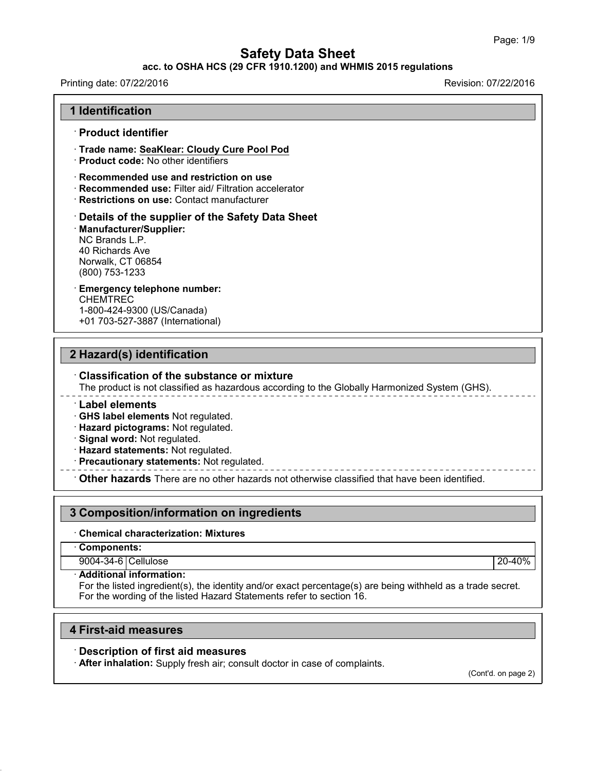# Safety Data Sheet

**acc. to OSHA HCS (29 CFR 1910.1200) and WHMIS 2015 regulations**

Printing date: 07/22/2016 Revision: 07/22/2016

## 1 Identification

· **Product identifier**

· **Trade name: SeaKlear: Cloudy Cure Pool Pod**
· **Product code:** No other identifiers

· **Recommended use and restriction on use**
· **Recommended use:** Filter aid/ Filtration accelerator
· **Restrictions on use:** Contact manufacturer

· **Details of the supplier of the Safety Data Sheet**
· **Manufacturer/Supplier:**
NC Brands L.P.
40 Richards Ave
Norwalk, CT 06854
(800) 753-1233

· **Emergency telephone number:**
CHEMTREC
1-800-424-9300 (US/Canada)
+01 703-527-3887 (International)

## 2 Hazard(s) identification

· **Classification of the substance or mixture**
The product is not classified as hazardous according to the Globally Harmonized System (GHS).

· **Label elements**
· **GHS label elements** Not regulated.
· **Hazard pictograms:** Not regulated.
· **Signal word:** Not regulated.
· **Hazard statements:** Not regulated.
· **Precautionary statements:** Not regulated.

· **Other hazards** There are no other hazards not otherwise classified that have been identified.

## 3 Composition/information on ingredients

· **Chemical characterization: Mixtures**

| · **Components:** | | |
|---|---|---|
| 9004-34-6 | Cellulose | 20-40% |

· **Additional information:**
For the listed ingredient(s), the identity and/or exact percentage(s) are being withheld as a trade secret.
For the wording of the listed Hazard Statements refer to section 16.

## 4 First-aid measures

· **Description of first aid measures**
· **After inhalation:** Supply fresh air; consult doctor in case of complaints.

(Cont'd. on page 2)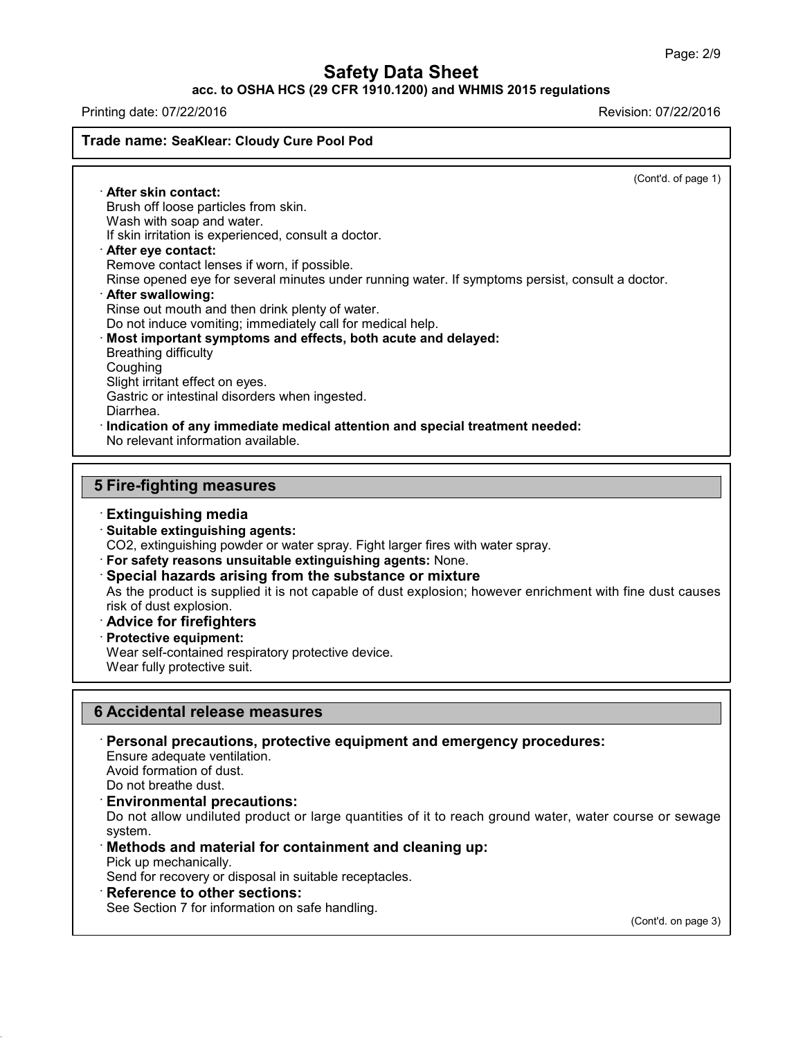(Cont'd. of page 1)

· **After skin contact:**
Brush off loose particles from skin.
Wash with soap and water.
If skin irritation is experienced, consult a doctor.

· **After eye contact:**
Remove contact lenses if worn, if possible.
Rinse opened eye for several minutes under running water. If symptoms persist, consult a doctor.

· **After swallowing:**
Rinse out mouth and then drink plenty of water.
Do not induce vomiting; immediately call for medical help.

· **Most important symptoms and effects, both acute and delayed:**
Breathing difficulty
Coughing
Slight irritant effect on eyes.
Gastric or intestinal disorders when ingested.
Diarrhea.

· **Indication of any immediate medical attention and special treatment needed:**
No relevant information available.

## 5 Fire-fighting measures

### · Extinguishing media

· **Suitable extinguishing agents:**
$CO_2$, extinguishing powder or water spray. Fight larger fires with water spray.

· **For safety reasons unsuitable extinguishing agents:** None.

### · Special hazards arising from the substance or mixture

As the product is supplied it is not capable of dust explosion; however enrichment with fine dust causes risk of dust explosion.

### · Advice for firefighters

· **Protective equipment:**
Wear self-contained respiratory protective device.
Wear fully protective suit.

## 6 Accidental release measures

### · Personal precautions, protective equipment and emergency procedures:

Ensure adequate ventilation.
Avoid formation of dust.
Do not breathe dust.

### · Environmental precautions:

Do not allow undiluted product or large quantities of it to reach ground water, water course or sewage system.

### · Methods and material for containment and cleaning up:

Pick up mechanically.
Send for recovery or disposal in suitable receptacles.

### · Reference to other sections:

See Section 7 for information on safe handling.

(Cont'd. on page 3)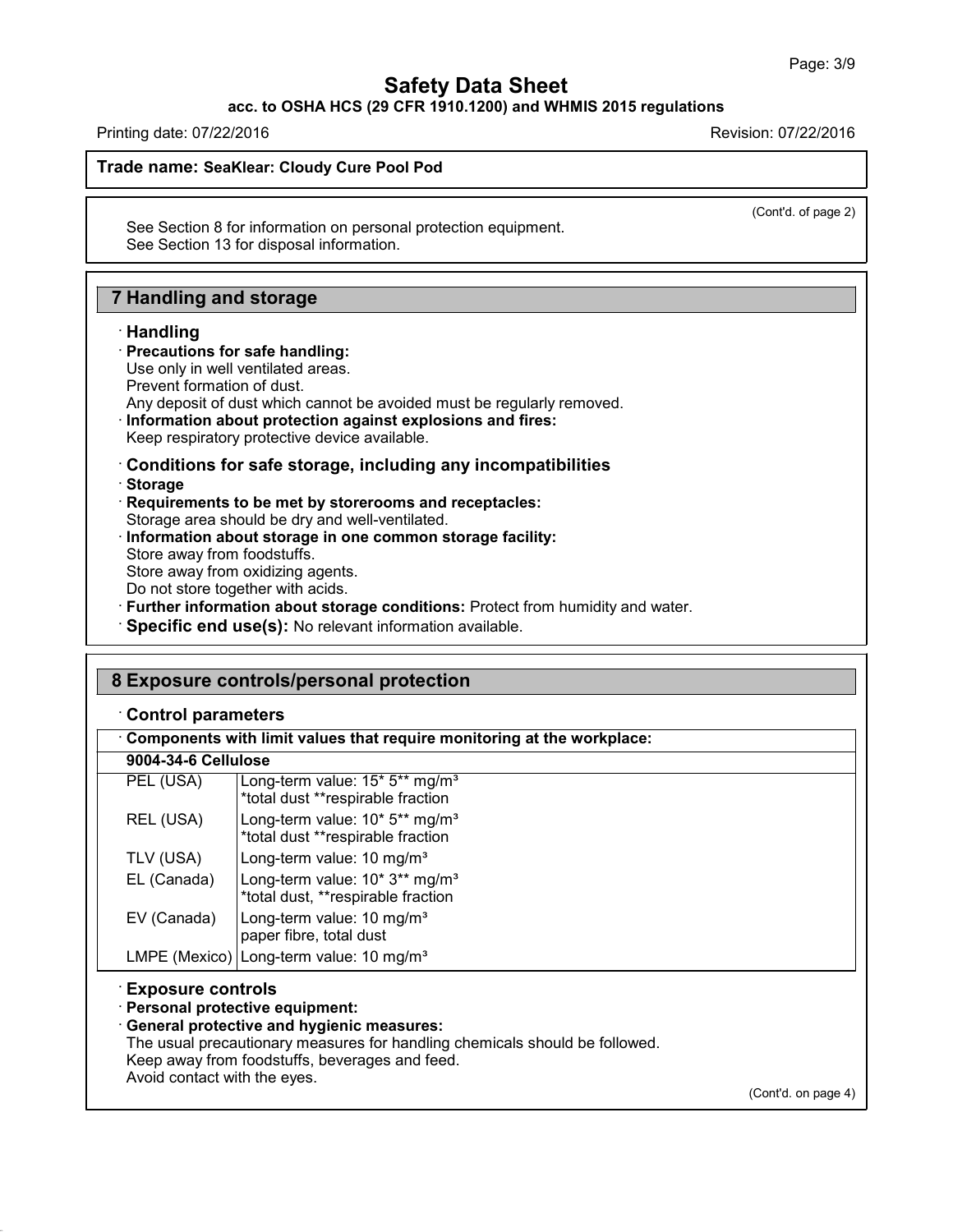(Cont'd. of page 2)

See Section 8 for information on personal protection equipment.
See Section 13 for disposal information.

## 7 Handling and storage

· **Handling**

· **Precautions for safe handling:**
Use only in well ventilated areas.
Prevent formation of dust.
Any deposit of dust which cannot be avoided must be regularly removed.

· **Information about protection against explosions and fires:**
Keep respiratory protective device available.

· **Conditions for safe storage, including any incompatibilities**

· **Storage**

· **Requirements to be met by storerooms and receptacles:**
Storage area should be dry and well-ventilated.

· **Information about storage in one common storage facility:**
Store away from foodstuffs.
Store away from oxidizing agents.
Do not store together with acids.

· **Further information about storage conditions:** Protect from humidity and water.

· **Specific end use(s):** No relevant information available.

## 8 Exposure controls/personal protection

· **Control parameters**

| · Components with limit values that require monitoring at the workplace: | |
|---|---|
| **9004-34-6 Cellulose** | |
| PEL (USA) | Long-term value: 15* 5** mg/m³<br>*total dust **respirable fraction |
| REL (USA) | Long-term value: 10* 5** mg/m³<br>*total dust **respirable fraction |
| TLV (USA) | Long-term value: 10 mg/m³ |
| EL (Canada) | Long-term value: 10* 3** mg/m³<br>*total dust, **respirable fraction |
| EV (Canada) | Long-term value: 10 mg/m³<br>paper fibre, total dust |
| LMPE (Mexico) | Long-term value: 10 mg/m³ |

· **Exposure controls**

· **Personal protective equipment:**

· **General protective and hygienic measures:**
The usual precautionary measures for handling chemicals should be followed.
Keep away from foodstuffs, beverages and feed.
Avoid contact with the eyes.

(Cont'd. on page 4)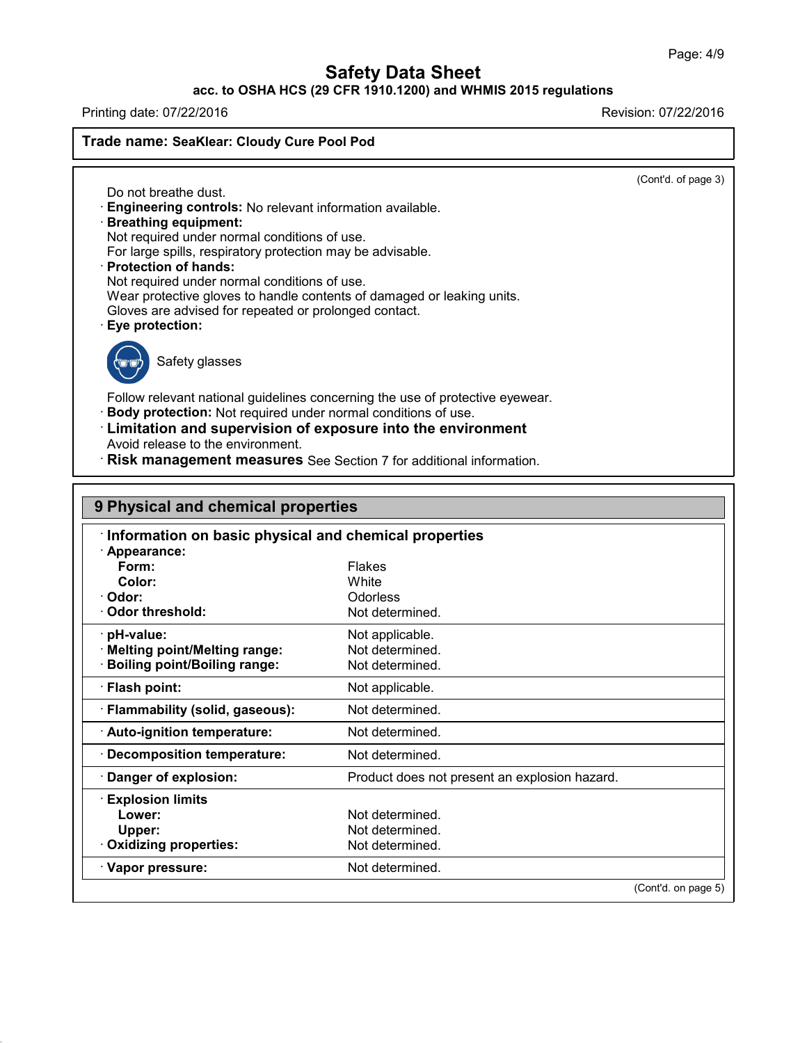**Trade name: SeaKlear: Cloudy Cure Pool Pod**

(Cont'd. of page 3)

Do not breathe dust.

· **Engineering controls:** No relevant information available.

· **Breathing equipment:**
Not required under normal conditions of use.
For large spills, respiratory protection may be advisable.

· **Protection of hands:**
Not required under normal conditions of use.
Wear protective gloves to handle contents of damaged or leaking units.
Gloves are advised for repeated or prolonged contact.

· **Eye protection:**

Safety glasses

Follow relevant national guidelines concerning the use of protective eyewear.

· **Body protection:** Not required under normal conditions of use.

· **Limitation and supervision of exposure into the environment**
Avoid release to the environment.

· **Risk management measures** See Section 7 for additional information.

## 9 Physical and chemical properties

| · **Information on basic physical and chemical properties** | |
|---|---|
| · **Appearance:** | |
| **Form:** | Flakes |
| **Color:** | White |
| · **Odor:** | Odorless |
| · **Odor threshold:** | Not determined. |
| · **pH-value:** | Not applicable. |
| · **Melting point/Melting range:** | Not determined. |
| · **Boiling point/Boiling range:** | Not determined. |
| · **Flash point:** | Not applicable. |
| · **Flammability (solid, gaseous):** | Not determined. |
| · **Auto-ignition temperature:** | Not determined. |
| · **Decomposition temperature:** | Not determined. |
| · **Danger of explosion:** | Product does not present an explosion hazard. |
| · **Explosion limits** | |
| **Lower:** | Not determined. |
| **Upper:** | Not determined. |
| · **Oxidizing properties:** | Not determined. |
| · **Vapor pressure:** | Not determined. |

(Cont'd. on page 5)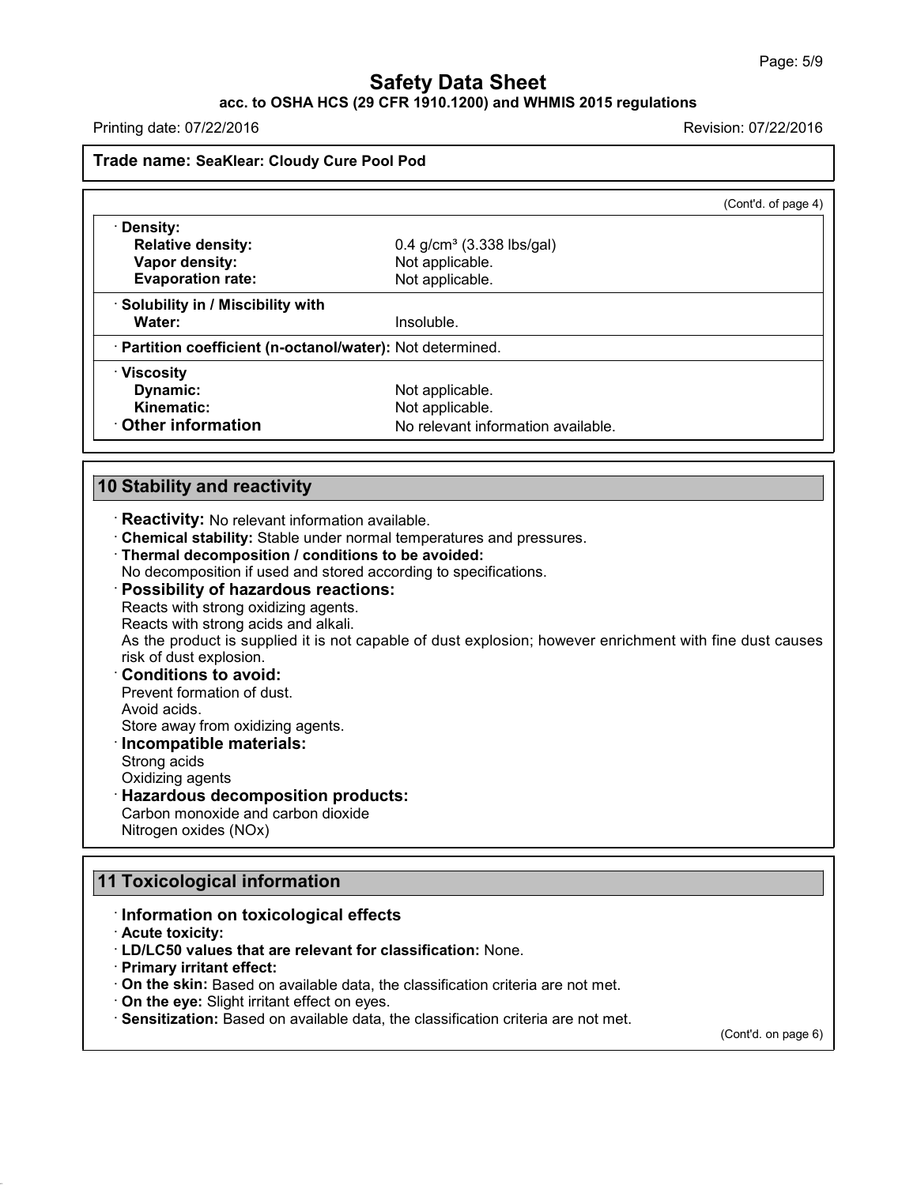(Cont'd. of page 4)

| · **Density:** | |
|---|---|
| **Relative density:** | 0.4 g/cm³ (3.338 lbs/gal) |
| **Vapor density:** | Not applicable. |
| **Evaporation rate:** | Not applicable. |
| · **Solubility in / Miscibility with** | |
| **Water:** | Insoluble. |
| · **Partition coefficient (n-octanol/water):** | Not determined. |
| · **Viscosity** | |
| **Dynamic:** | Not applicable. |
| **Kinematic:** | Not applicable. |
| · **Other information** | No relevant information available. |

## 10 Stability and reactivity

· **Reactivity:** No relevant information available.
· **Chemical stability:** Stable under normal temperatures and pressures.
· **Thermal decomposition / conditions to be avoided:**
No decomposition if used and stored according to specifications.
· **Possibility of hazardous reactions:**
Reacts with strong oxidizing agents.
Reacts with strong acids and alkali.
As the product is supplied it is not capable of dust explosion; however enrichment with fine dust causes risk of dust explosion.
· **Conditions to avoid:**
Prevent formation of dust.
Avoid acids.
Store away from oxidizing agents.
· **Incompatible materials:**
Strong acids
Oxidizing agents
· **Hazardous decomposition products:**
Carbon monoxide and carbon dioxide
Nitrogen oxides (NOx)

## 11 Toxicological information

· **Information on toxicological effects**
· **Acute toxicity:**
· **LD/LC50 values that are relevant for classification:** None.
· **Primary irritant effect:**
· **On the skin:** Based on available data, the classification criteria are not met.
· **On the eye:** Slight irritant effect on eyes.
· **Sensitization:** Based on available data, the classification criteria are not met.

(Cont'd. on page 6)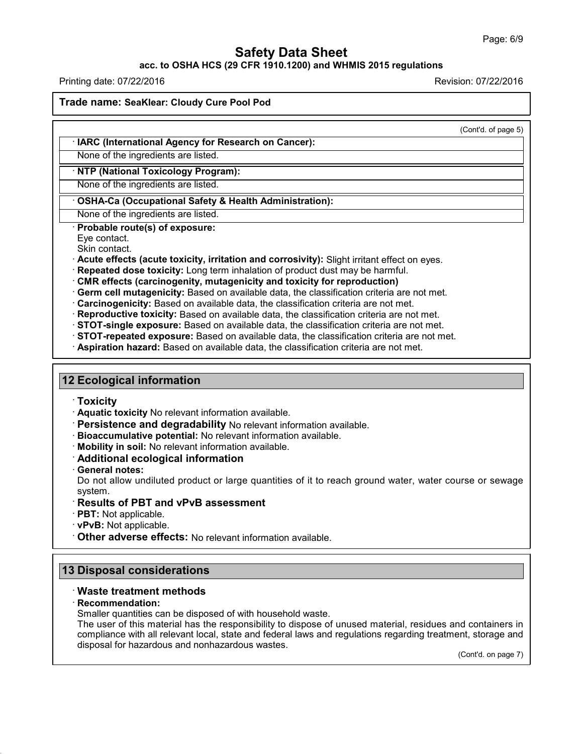(Cont'd. of page 5)

· **IARC (International Agency for Research on Cancer):**

None of the ingredients are listed.

· **NTP (National Toxicology Program):**

None of the ingredients are listed.

· **OSHA-Ca (Occupational Safety & Health Administration):**

None of the ingredients are listed.

· **Probable route(s) of exposure:**
Eye contact.
Skin contact.

· **Acute effects (acute toxicity, irritation and corrosivity):** Slight irritant effect on eyes.

· **Repeated dose toxicity:** Long term inhalation of product dust may be harmful.

· **CMR effects (carcinogenity, mutagenicity and toxicity for reproduction)**

· **Germ cell mutagenicity:** Based on available data, the classification criteria are not met.

· **Carcinogenicity:** Based on available data, the classification criteria are not met.

· **Reproductive toxicity:** Based on available data, the classification criteria are not met.

· **STOT-single exposure:** Based on available data, the classification criteria are not met.

· **STOT-repeated exposure:** Based on available data, the classification criteria are not met.

· **Aspiration hazard:** Based on available data, the classification criteria are not met.

## 12 Ecological information

· **Toxicity**

· **Aquatic toxicity** No relevant information available.

· **Persistence and degradability** No relevant information available.

· **Bioaccumulative potential:** No relevant information available.

· **Mobility in soil:** No relevant information available.

· **Additional ecological information**

· **General notes:**
Do not allow undiluted product or large quantities of it to reach ground water, water course or sewage system.

· **Results of PBT and vPvB assessment**

· **PBT:** Not applicable.

· **vPvB:** Not applicable.

· **Other adverse effects:** No relevant information available.

## 13 Disposal considerations

· **Waste treatment methods**

· **Recommendation:**
Smaller quantities can be disposed of with household waste.
The user of this material has the responsibility to dispose of unused material, residues and containers in compliance with all relevant local, state and federal laws and regulations regarding treatment, storage and disposal for hazardous and nonhazardous wastes.

(Cont'd. on page 7)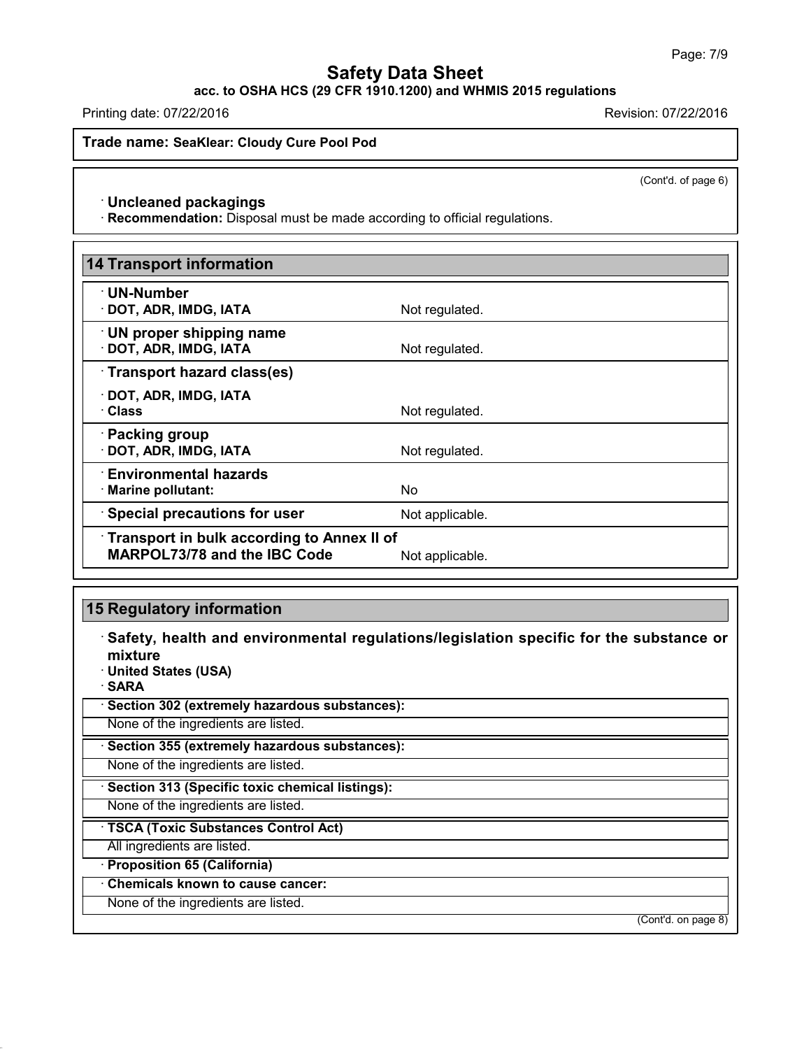(Cont'd. of page 6)

· **Uncleaned packagings**
· **Recommendation:** Disposal must be made according to official regulations.

## 14 Transport information

| | |
|---|---|
| · **UN-Number** | |
| · **DOT, ADR, IMDG, IATA** | Not regulated. |
| · **UN proper shipping name** | |
| · **DOT, ADR, IMDG, IATA** | Not regulated. |
| · **Transport hazard class(es)** | |
| · **DOT, ADR, IMDG, IATA** | |
| · **Class** | Not regulated. |
| · **Packing group** | |
| · **DOT, ADR, IMDG, IATA** | Not regulated. |
| · **Environmental hazards** | |
| · **Marine pollutant:** | No |
| · **Special precautions for user** | Not applicable. |
| · **Transport in bulk according to Annex II of MARPOL73/78 and the IBC Code** | Not applicable. |

## 15 Regulatory information

· **Safety, health and environmental regulations/legislation specific for the substance or mixture**
· **United States (USA)**
· **SARA**

· **Section 302 (extremely hazardous substances):**
None of the ingredients are listed.

· **Section 355 (extremely hazardous substances):**
None of the ingredients are listed.

· **Section 313 (Specific toxic chemical listings):**
None of the ingredients are listed.

· **TSCA (Toxic Substances Control Act)**
All ingredients are listed.

· **Proposition 65 (California)**
· **Chemicals known to cause cancer:**
None of the ingredients are listed.

(Cont'd. on page 8)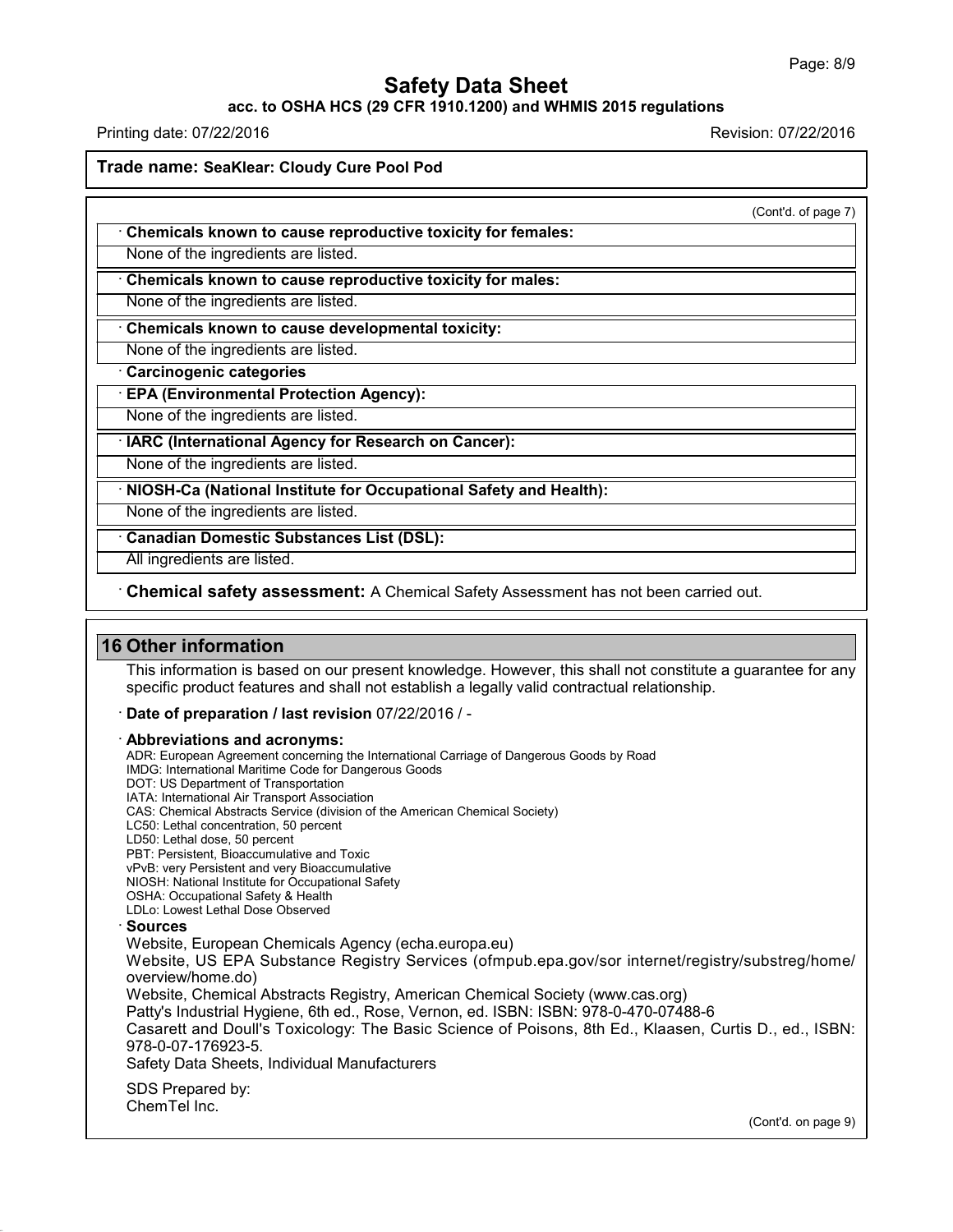**Trade name: SeaKlear: Cloudy Cure Pool Pod**

(Cont'd. of page 7)

· **Chemicals known to cause reproductive toxicity for females:**

None of the ingredients are listed.

· **Chemicals known to cause reproductive toxicity for males:**

None of the ingredients are listed.

· **Chemicals known to cause developmental toxicity:**

None of the ingredients are listed.

· **Carcinogenic categories**

· **EPA (Environmental Protection Agency):**

None of the ingredients are listed.

· **IARC (International Agency for Research on Cancer):**

None of the ingredients are listed.

· **NIOSH-Ca (National Institute for Occupational Safety and Health):**

None of the ingredients are listed.

· **Canadian Domestic Substances List (DSL):**

All ingredients are listed.

· **Chemical safety assessment:** A Chemical Safety Assessment has not been carried out.

## 16 Other information

This information is based on our present knowledge. However, this shall not constitute a guarantee for any specific product features and shall not establish a legally valid contractual relationship.

· **Date of preparation / last revision** 07/22/2016 / -

· **Abbreviations and acronyms:**

ADR: European Agreement concerning the International Carriage of Dangerous Goods by Road
IMDG: International Maritime Code for Dangerous Goods
DOT: US Department of Transportation
IATA: International Air Transport Association
CAS: Chemical Abstracts Service (division of the American Chemical Society)
LC50: Lethal concentration, 50 percent
LD50: Lethal dose, 50 percent
PBT: Persistent, Bioaccumulative and Toxic
vPvB: very Persistent and very Bioaccumulative
NIOSH: National Institute for Occupational Safety
OSHA: Occupational Safety & Health
LDLo: Lowest Lethal Dose Observed

· **Sources**

Website, European Chemicals Agency (echa.europa.eu)
Website, US EPA Substance Registry Services (ofmpub.epa.gov/sor internet/registry/substreg/home/overview/home.do)
Website, Chemical Abstracts Registry, American Chemical Society (www.cas.org)
Patty's Industrial Hygiene, 6th ed., Rose, Vernon, ed. ISBN: ISBN: 978-0-470-07488-6
Casarett and Doull's Toxicology: The Basic Science of Poisons, 8th Ed., Klaasen, Curtis D., ed., ISBN: 978-0-07-176923-5.
Safety Data Sheets, Individual Manufacturers

SDS Prepared by:
ChemTel Inc.

(Cont'd. on page 9)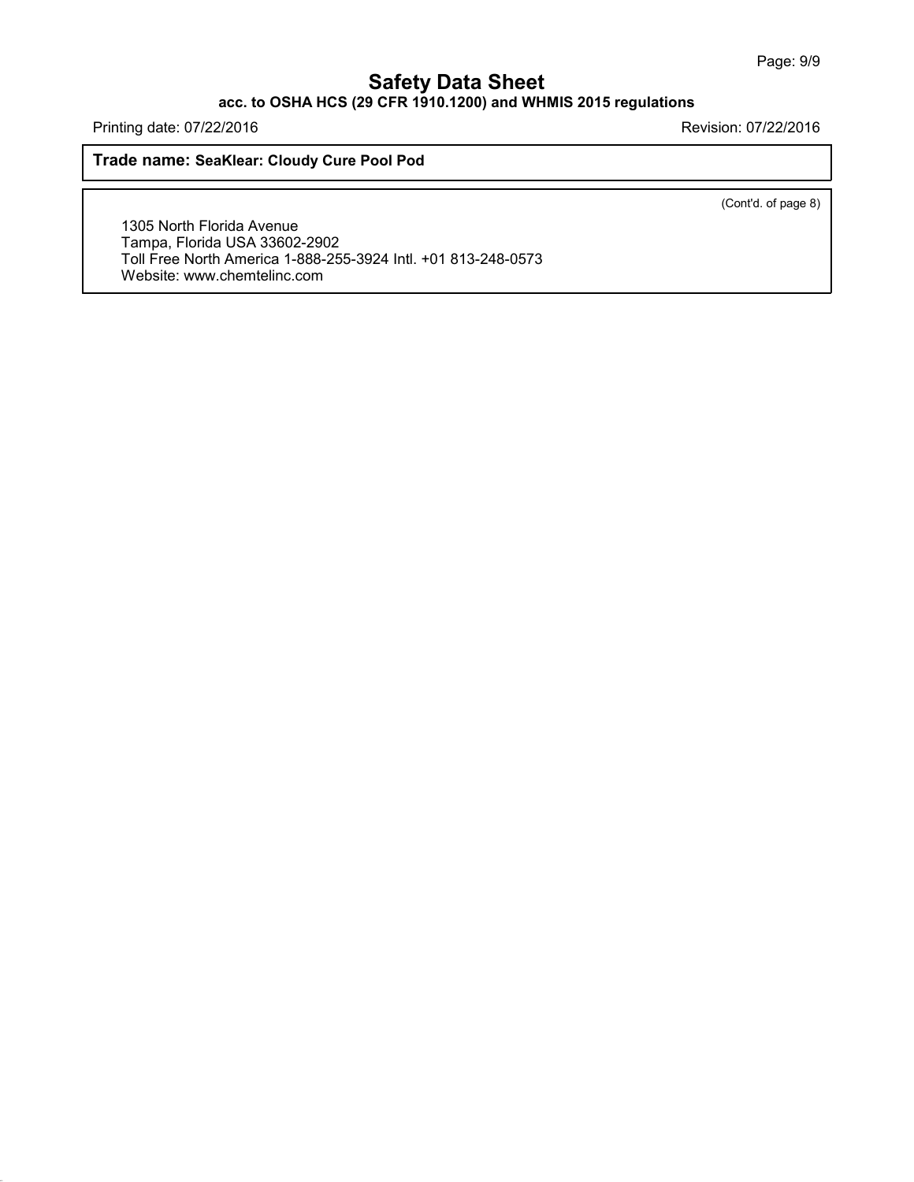**Trade name: SeaKlear: Cloudy Cure Pool Pod**

(Cont'd. of page 8)

1305 North Florida Avenue
Tampa, Florida USA 33602-2902
Toll Free North America 1-888-255-3924 Intl. +01 813-248-0573
Website: www.chemtelinc.com